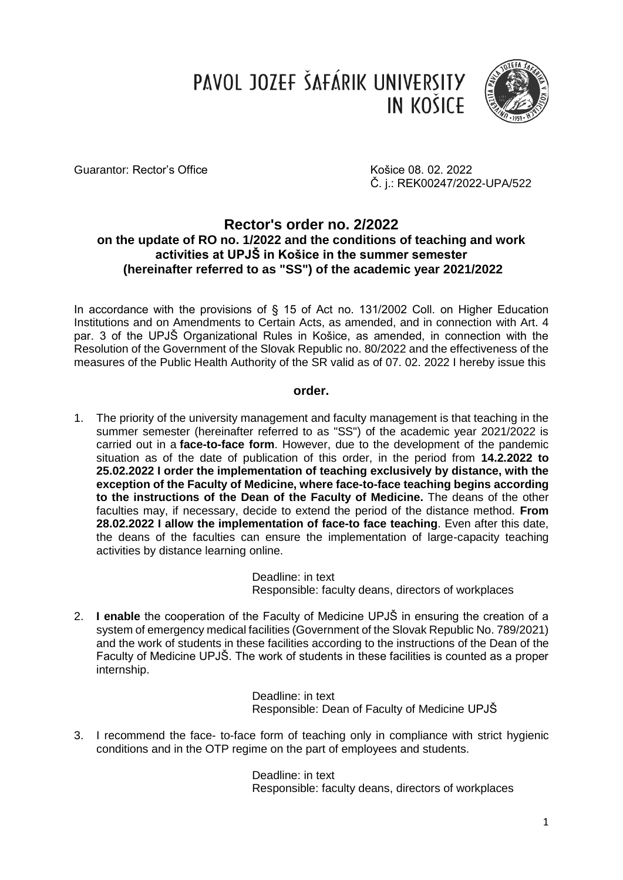# PAVOL JOZEF ŠAFÁRIK UNIVERSITY IN KOŠICE

Guarantor: Rector's Office

Košice 08. 02. 2022
Č. j.: REK00247/2022-UPA/522

## Rector's order no. 2/2022
### on the update of RO no. 1/2022 and the conditions of teaching and work activities at UPJŠ in Košice in the summer semester (hereinafter referred to as "SS") of the academic year 2021/2022

In accordance with the provisions of § 15 of Act no. 131/2002 Coll. on Higher Education Institutions and on Amendments to Certain Acts, as amended, and in connection with Art. 4 par. 3 of the UPJŠ Organizational Rules in Košice, as amended, in connection with the Resolution of the Government of the Slovak Republic no. 80/2022 and the effectiveness of the measures of the Public Health Authority of the SR valid as of 07. 02. 2022 I hereby issue this

**order.**

1. The priority of the university management and faculty management is that teaching in the summer semester (hereinafter referred to as "SS") of the academic year 2021/2022 is carried out in a **face-to-face form**. However, due to the development of the pandemic situation as of the date of publication of this order, in the period from **14.2.2022 to 25.02.2022 I order the implementation of teaching exclusively by distance, with the exception of the Faculty of Medicine, where face-to-face teaching begins according to the instructions of the Dean of the Faculty of Medicine.** The deans of the other faculties may, if necessary, decide to extend the period of the distance method. **From 28.02.2022 I allow the implementation of face-to face teaching**. Even after this date, the deans of the faculties can ensure the implementation of large-capacity teaching activities by distance learning online.

   Deadline: in text
   Responsible: faculty deans, directors of workplaces

2. **I enable** the cooperation of the Faculty of Medicine UPJŠ in ensuring the creation of a system of emergency medical facilities (Government of the Slovak Republic No. 789/2021) and the work of students in these facilities according to the instructions of the Dean of the Faculty of Medicine UPJŠ. The work of students in these facilities is counted as a proper internship.

   Deadline: in text
   Responsible: Dean of Faculty of Medicine UPJŠ

3. I recommend the face- to-face form of teaching only in compliance with strict hygienic conditions and in the OTP regime on the part of employees and students.

   Deadline: in text
   Responsible: faculty deans, directors of workplaces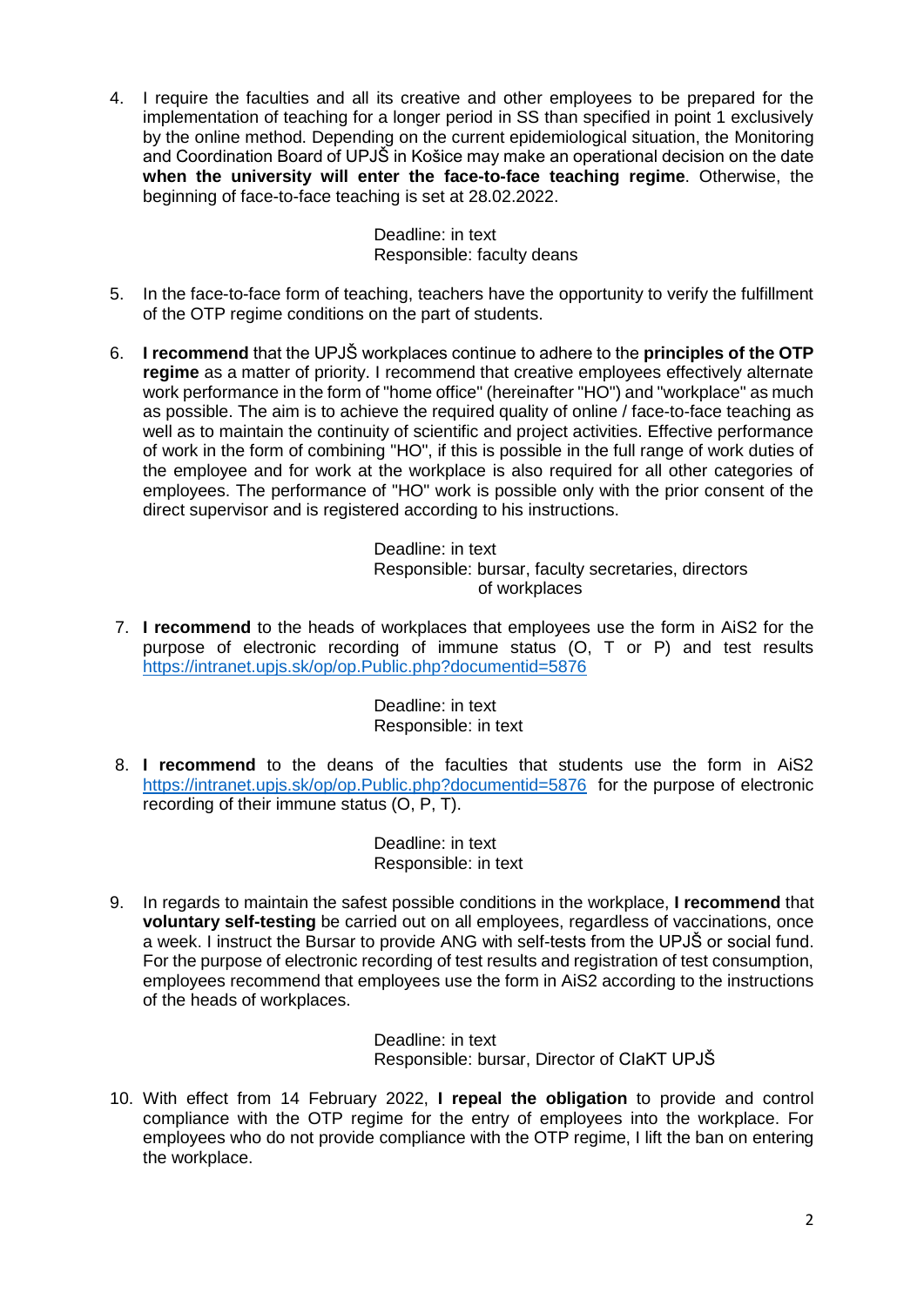4. I require the faculties and all its creative and other employees to be prepared for the implementation of teaching for a longer period in SS than specified in point 1 exclusively by the online method. Depending on the current epidemiological situation, the Monitoring and Coordination Board of UPJŠ in Košice may make an operational decision on the date **when the university will enter the face-to-face teaching regime**. Otherwise, the beginning of face-to-face teaching is set at 28.02.2022.

   Deadline: in text
   Responsible: faculty deans

5. In the face-to-face form of teaching, teachers have the opportunity to verify the fulfillment of the OTP regime conditions on the part of students.

6. **I recommend** that the UPJŠ workplaces continue to adhere to the **principles of the OTP regime** as a matter of priority. I recommend that creative employees effectively alternate work performance in the form of "home office" (hereinafter "HO") and "workplace" as much as possible. The aim is to achieve the required quality of online / face-to-face teaching as well as to maintain the continuity of scientific and project activities. Effective performance of work in the form of combining "HO", if this is possible in the full range of work duties of the employee and for work at the workplace is also required for all other categories of employees. The performance of "HO" work is possible only with the prior consent of the direct supervisor and is registered according to his instructions.

   Deadline: in text
   Responsible: bursar, faculty secretaries, directors of workplaces

7. **I recommend** to the heads of workplaces that employees use the form in AiS2 for the purpose of electronic recording of immune status (O, T or P) and test results https://intranet.upjs.sk/op/op.Public.php?documentid=5876

   Deadline: in text
   Responsible: in text

8. **I recommend** to the deans of the faculties that students use the form in AiS2 https://intranet.upjs.sk/op/op.Public.php?documentid=5876 for the purpose of electronic recording of their immune status (O, P, T).

   Deadline: in text
   Responsible: in text

9. In regards to maintain the safest possible conditions in the workplace, **I recommend** that **voluntary self-testing** be carried out on all employees, regardless of vaccinations, once a week. I instruct the Bursar to provide ANG with self-tests from the UPJŠ or social fund. For the purpose of electronic recording of test results and registration of test consumption, employees recommend that employees use the form in AiS2 according to the instructions of the heads of workplaces.

   Deadline: in text
   Responsible: bursar, Director of CIaKT UPJŠ

10. With effect from 14 February 2022, **I repeal the obligation** to provide and control compliance with the OTP regime for the entry of employees into the workplace. For employees who do not provide compliance with the OTP regime, I lift the ban on entering the workplace.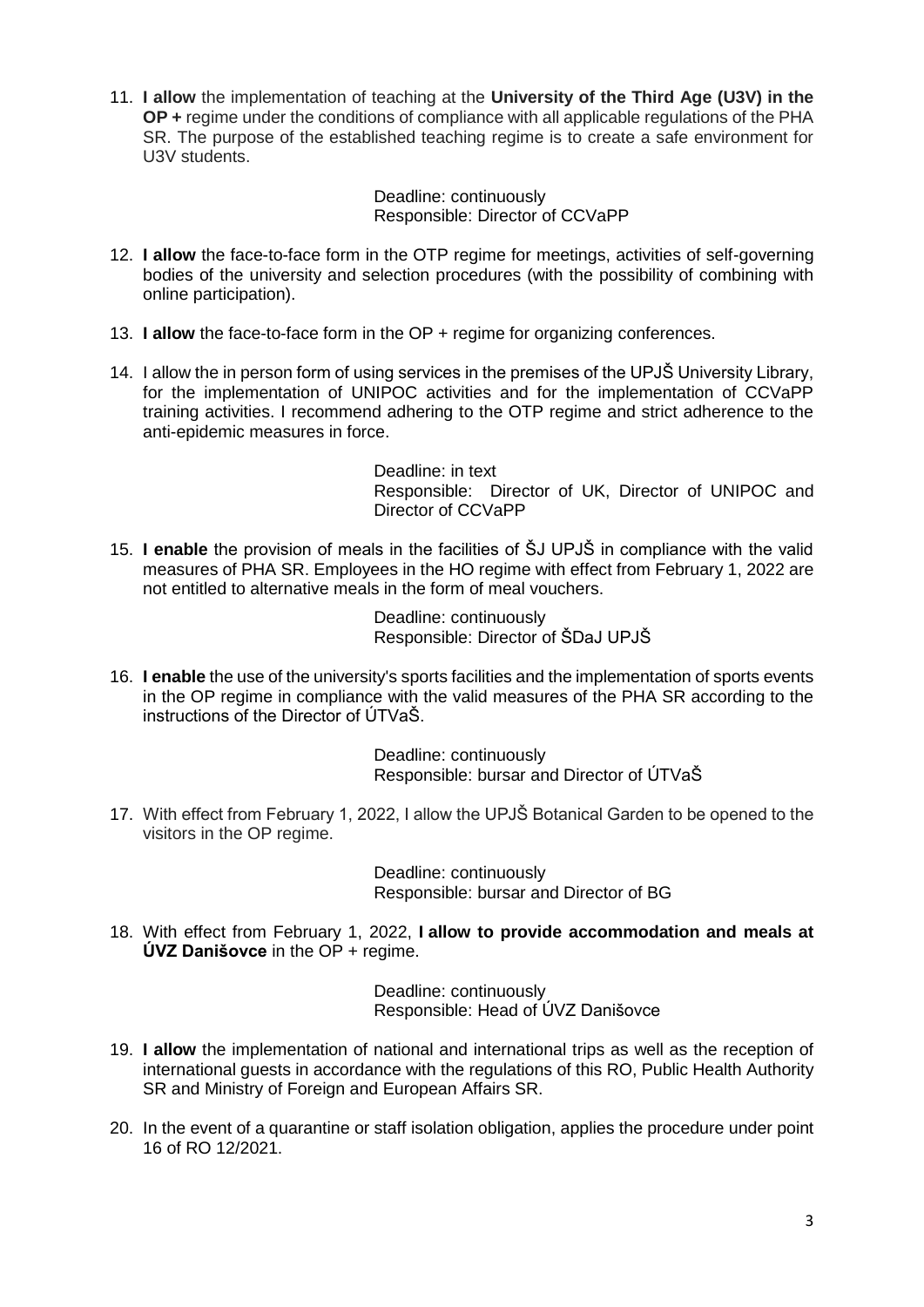11. **I allow** the implementation of teaching at the **University of the Third Age (U3V) in the OP +** regime under the conditions of compliance with all applicable regulations of the PHA SR. The purpose of the established teaching regime is to create a safe environment for U3V students.

    Deadline: continuously
    Responsible: Director of CCVaPP

12. **I allow** the face-to-face form in the OTP regime for meetings, activities of self-governing bodies of the university and selection procedures (with the possibility of combining with online participation).

13. **I allow** the face-to-face form in the OP + regime for organizing conferences.

14. I allow the in person form of using services in the premises of the UPJŠ University Library, for the implementation of UNIPOC activities and for the implementation of CCVaPP training activities. I recommend adhering to the OTP regime and strict adherence to the anti-epidemic measures in force.

    Deadline: in text
    Responsible: Director of UK, Director of UNIPOC and Director of CCVaPP

15. **I enable** the provision of meals in the facilities of ŠJ UPJŠ in compliance with the valid measures of PHA SR. Employees in the HO regime with effect from February 1, 2022 are not entitled to alternative meals in the form of meal vouchers.

    Deadline: continuously
    Responsible: Director of ŠDaJ UPJŠ

16. **I enable** the use of the university's sports facilities and the implementation of sports events in the OP regime in compliance with the valid measures of the PHA SR according to the instructions of the Director of ÚTVaŠ.

    Deadline: continuously
    Responsible: bursar and Director of ÚTVaŠ

17. With effect from February 1, 2022, I allow the UPJŠ Botanical Garden to be opened to the visitors in the OP regime.

    Deadline: continuously
    Responsible: bursar and Director of BG

18. With effect from February 1, 2022, **I allow to provide accommodation and meals at ÚVZ Danišovce** in the OP + regime.

    Deadline: continuously
    Responsible: Head of ÚVZ Danišovce

19. **I allow** the implementation of national and international trips as well as the reception of international guests in accordance with the regulations of this RO, Public Health Authority SR and Ministry of Foreign and European Affairs SR.

20. In the event of a quarantine or staff isolation obligation, applies the procedure under point 16 of RO 12/2021.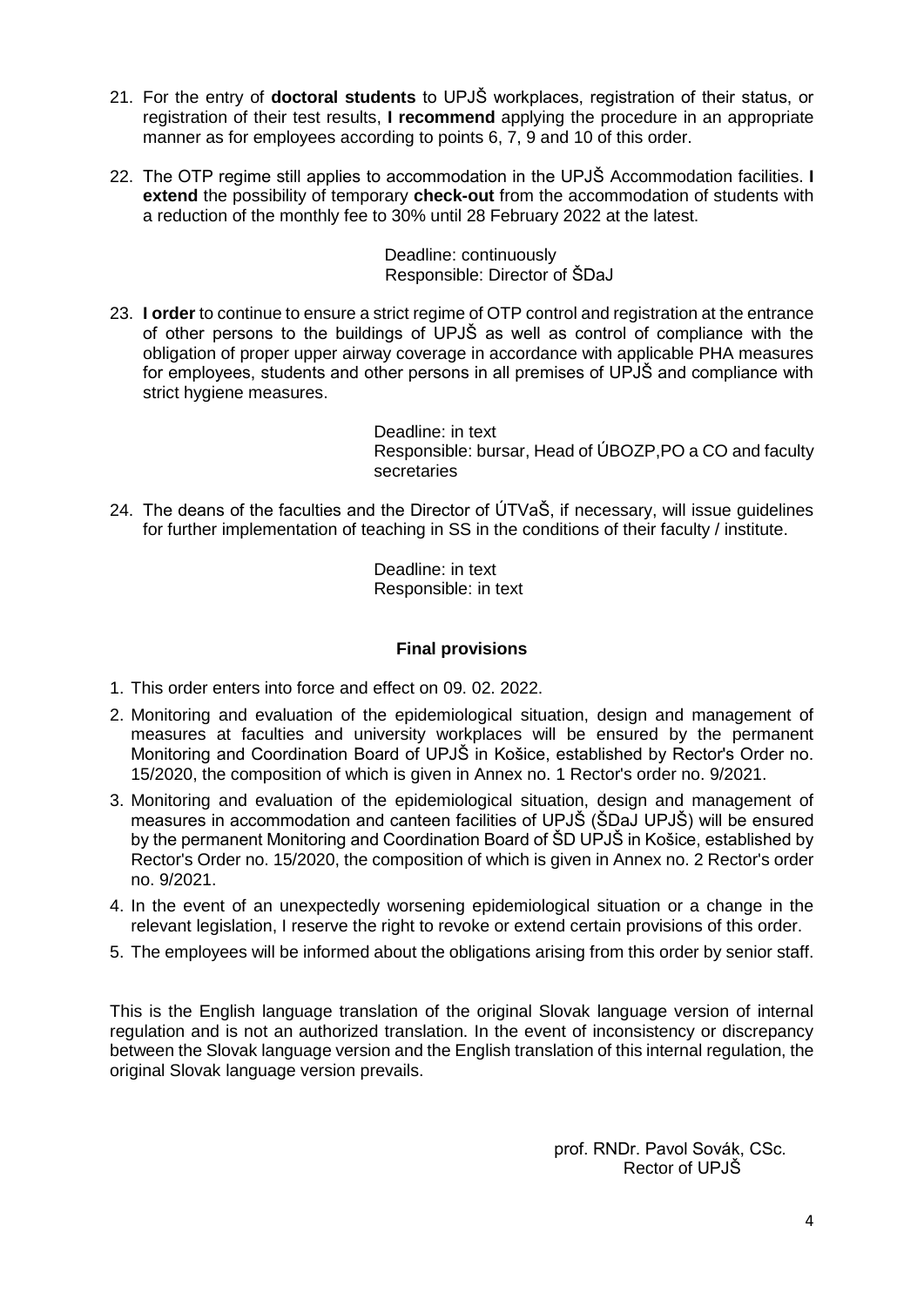21. For the entry of **doctoral students** to UPJŠ workplaces, registration of their status, or registration of their test results, **I recommend** applying the procedure in an appropriate manner as for employees according to points 6, 7, 9 and 10 of this order.

22. The OTP regime still applies to accommodation in the UPJŠ Accommodation facilities. **I extend** the possibility of temporary **check-out** from the accommodation of students with a reduction of the monthly fee to 30% until 28 February 2022 at the latest.

    Deadline: continuously
    Responsible: Director of ŠDaJ

23. **I order** to continue to ensure a strict regime of OTP control and registration at the entrance of other persons to the buildings of UPJŠ as well as control of compliance with the obligation of proper upper airway coverage in accordance with applicable PHA measures for employees, students and other persons in all premises of UPJŠ and compliance with strict hygiene measures.

    Deadline: in text
    Responsible: bursar, Head of ÚBOZP,PO a CO and faculty secretaries

24. The deans of the faculties and the Director of ÚTVaŠ, if necessary, will issue guidelines for further implementation of teaching in SS in the conditions of their faculty / institute.

    Deadline: in text
    Responsible: in text

## Final provisions

1. This order enters into force and effect on 09. 02. 2022.
2. Monitoring and evaluation of the epidemiological situation, design and management of measures at faculties and university workplaces will be ensured by the permanent Monitoring and Coordination Board of UPJŠ in Košice, established by Rector's Order no. 15/2020, the composition of which is given in Annex no. 1 Rector's order no. 9/2021.
3. Monitoring and evaluation of the epidemiological situation, design and management of measures in accommodation and canteen facilities of UPJŠ (ŠDaJ UPJŠ) will be ensured by the permanent Monitoring and Coordination Board of ŠD UPJŠ in Košice, established by Rector's Order no. 15/2020, the composition of which is given in Annex no. 2 Rector's order no. 9/2021.
4. In the event of an unexpectedly worsening epidemiological situation or a change in the relevant legislation, I reserve the right to revoke or extend certain provisions of this order.
5. The employees will be informed about the obligations arising from this order by senior staff.

This is the English language translation of the original Slovak language version of internal regulation and is not an authorized translation. In the event of inconsistency or discrepancy between the Slovak language version and the English translation of this internal regulation, the original Slovak language version prevails.

prof. RNDr. Pavol Sovák, CSc.
Rector of UPJŠ